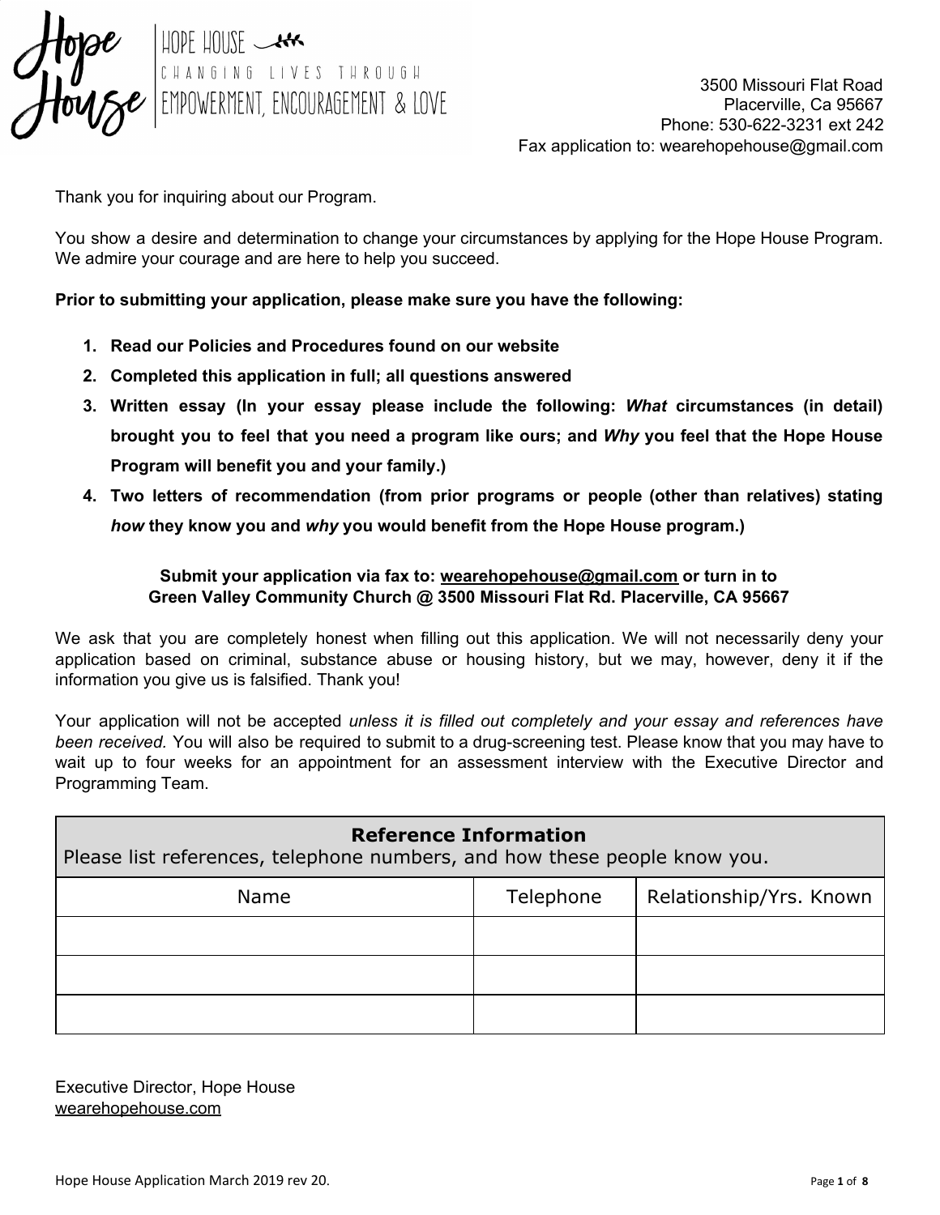# HOPE HOUSE

CHANGING LIVES THROUGH EMPOWERMENT, ENCOURAGEMENT & LOVE

3500 Missouri Flat Road
Placerville, Ca 95667
Phone: 530-622-3231 ext 242
Fax application to: wearehopehouse@gmail.com

Thank you for inquiring about our Program.

You show a desire and determination to change your circumstances by applying for the Hope House Program. We admire your courage and are here to help you succeed.

**Prior to submitting your application, please make sure you have the following:**

1. **Read our Policies and Procedures found on our website**
2. **Completed this application in full; all questions answered**
3. **Written essay (In your essay please include the following: *What* circumstances (in detail) brought you to feel that you need a program like ours; and *Why* you feel that the Hope House Program will benefit you and your family.)**
4. **Two letters of recommendation (from prior programs or people (other than relatives) stating *how* they know you and *why* you would benefit from the Hope House program.)**

**Submit your application via fax to: wearehopehouse@gmail.com or turn in to Green Valley Community Church @ 3500 Missouri Flat Rd. Placerville, CA 95667**

We ask that you are completely honest when filling out this application. We will not necessarily deny your application based on criminal, substance abuse or housing history, but we may, however, deny it if the information you give us is falsified. Thank you!

Your application will not be accepted *unless it is filled out completely and your essay and references have been received.* You will also be required to submit to a drug-screening test. Please know that you may have to wait up to four weeks for an appointment for an assessment interview with the Executive Director and Programming Team.

**Reference Information**
Please list references, telephone numbers, and how these people know you.

| Name | Telephone | Relationship/Yrs. Known |
|---|---|---|
| | | |
| | | |
| | | |

Executive Director, Hope House
wearehopehouse.com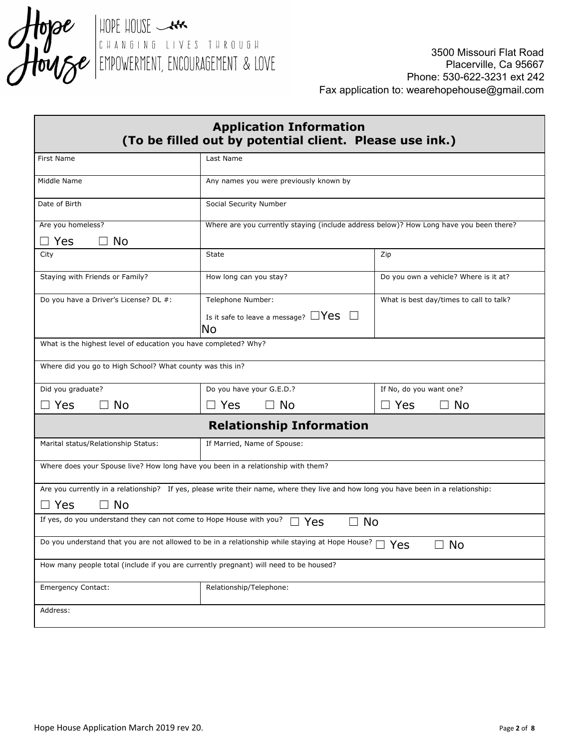Hope House

HOPE HOUSE
CHANGING LIVES THROUGH
EMPOWERMENT, ENCOURAGEMENT & LOVE

3500 Missouri Flat Road
Placerville, Ca 95667
Phone: 530-622-3231 ext 242
Fax application to: wearehopehouse@gmail.com

## Application Information
### (To be filled out by potential client. Please use ink.)

| First Name | Last Name | |
|---|---|---|
| Middle Name | Any names you were previously known by | |
| Date of Birth | Social Security Number | |
| Are you homeless? ☐ Yes ☐ No | Where are you currently staying (include address below)? How Long have you been there? | |
| City | State | Zip |
| Staying with Friends or Family? | How long can you stay? | Do you own a vehicle? Where is it at? |
| Do you have a Driver's License? DL #: | Telephone Number: Is it safe to leave a message? ☐Yes ☐ No | What is best day/times to call to talk? |
| What is the highest level of education you have completed? Why? | | |
| Where did you go to High School? What county was this in? | | |
| Did you graduate? ☐ Yes ☐ No | Do you have your G.E.D.? ☐ Yes ☐ No | If No, do you want one? ☐ Yes ☐ No |

## Relationship Information

| Marital status/Relationship Status: | If Married, Name of Spouse: |
|---|---|
| Where does your Spouse live? How long have you been in a relationship with them? | |
| Are you currently in a relationship? If yes, please write their name, where they live and how long you have been in a relationship: ☐ Yes ☐ No | |
| If yes, do you understand they can not come to Hope House with you? ☐ Yes ☐ No | |
| Do you understand that you are not allowed to be in a relationship while staying at Hope House? ☐ Yes ☐ No | |
| How many people total (include if you are currently pregnant) will need to be housed? | |
| Emergency Contact: | Relationship/Telephone: |
| Address: | |

Hope House Application March 2019 rev 20.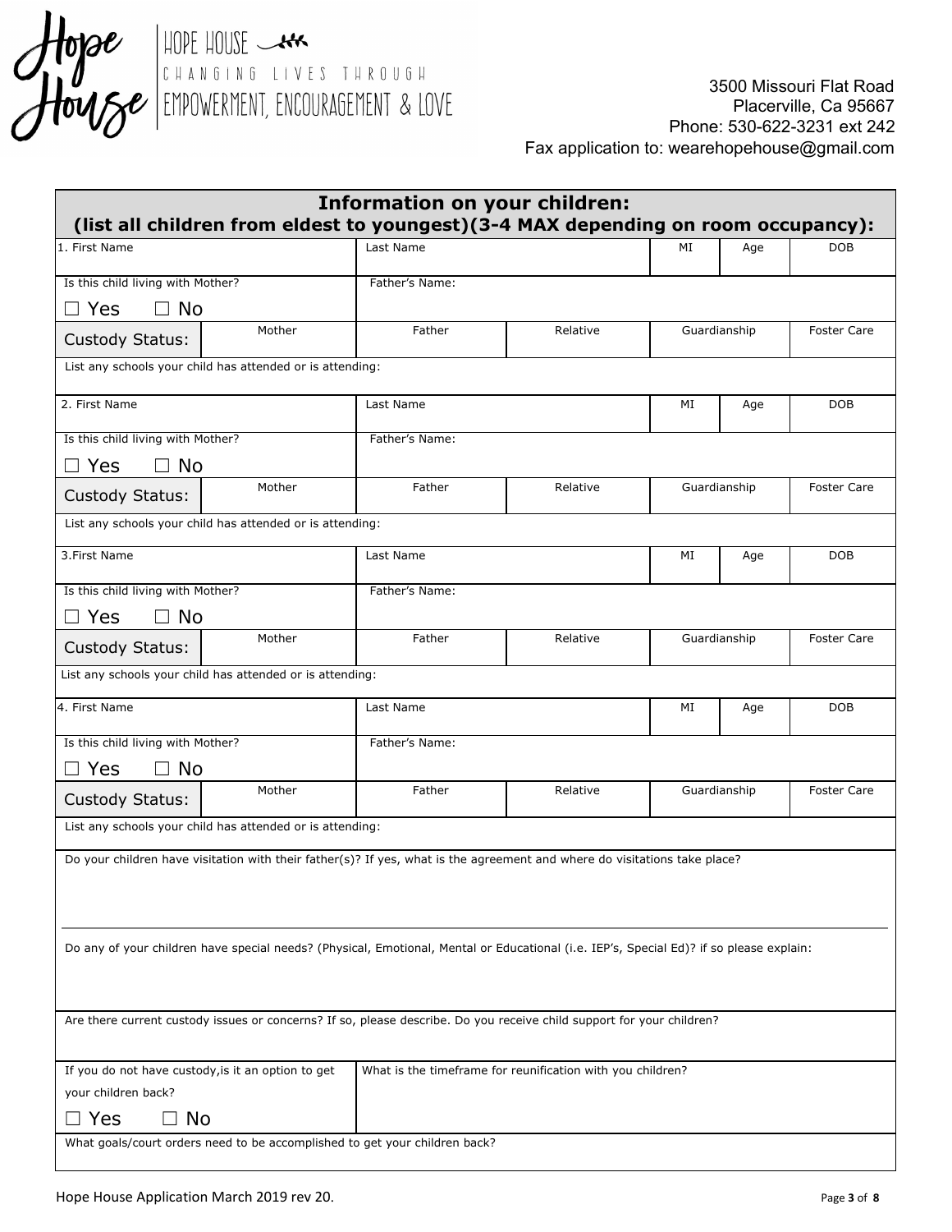HOPE HOUSE
CHANGING LIVES THROUGH
EMPOWERMENT, ENCOURAGEMENT & LOVE

3500 Missouri Flat Road
Placerville, Ca 95667
Phone: 530-622-3231 ext 242
Fax application to: wearehopehouse@gmail.com

## Information on your children:
**(list all children from eldest to youngest)(3-4 MAX depending on room occupancy):**

| 1. First Name | | Last Name | | MI | Age | DOB |
|---|---|---|---|---|---|---|
| Is this child living with Mother? ☐ Yes ☐ No | | Father's Name: | | | | |
| Custody Status: | Mother | Father | Relative | Guardianship | | Foster Care |
| List any schools your child has attended or is attending: | | | | | | |
| 2. First Name | | Last Name | | MI | Age | DOB |
| Is this child living with Mother? ☐ Yes ☐ No | | Father's Name: | | | | |
| Custody Status: | Mother | Father | Relative | Guardianship | | Foster Care |
| List any schools your child has attended or is attending: | | | | | | |
| 3.First Name | | Last Name | | MI | Age | DOB |
| Is this child living with Mother? ☐ Yes ☐ No | | Father's Name: | | | | |
| Custody Status: | Mother | Father | Relative | Guardianship | | Foster Care |
| List any schools your child has attended or is attending: | | | | | | |
| 4. First Name | | Last Name | | MI | Age | DOB |
| Is this child living with Mother? ☐ Yes ☐ No | | Father's Name: | | | | |
| Custody Status: | Mother | Father | Relative | Guardianship | | Foster Care |
| List any schools your child has attended or is attending: | | | | | | |

Do your children have visitation with their father(s)? If yes, what is the agreement and where do visitations take place?

Do any of your children have special needs? (Physical, Emotional, Mental or Educational (i.e. IEP's, Special Ed)? if so please explain:

Are there current custody issues or concerns? If so, please describe. Do you receive child support for your children?

| If you do not have custody,is it an option to get your children back? ☐ Yes ☐ No | What is the timeframe for reunification with you children? |
|---|---|

What goals/court orders need to be accomplished to get your children back?

Hope House Application March 2019 rev 20.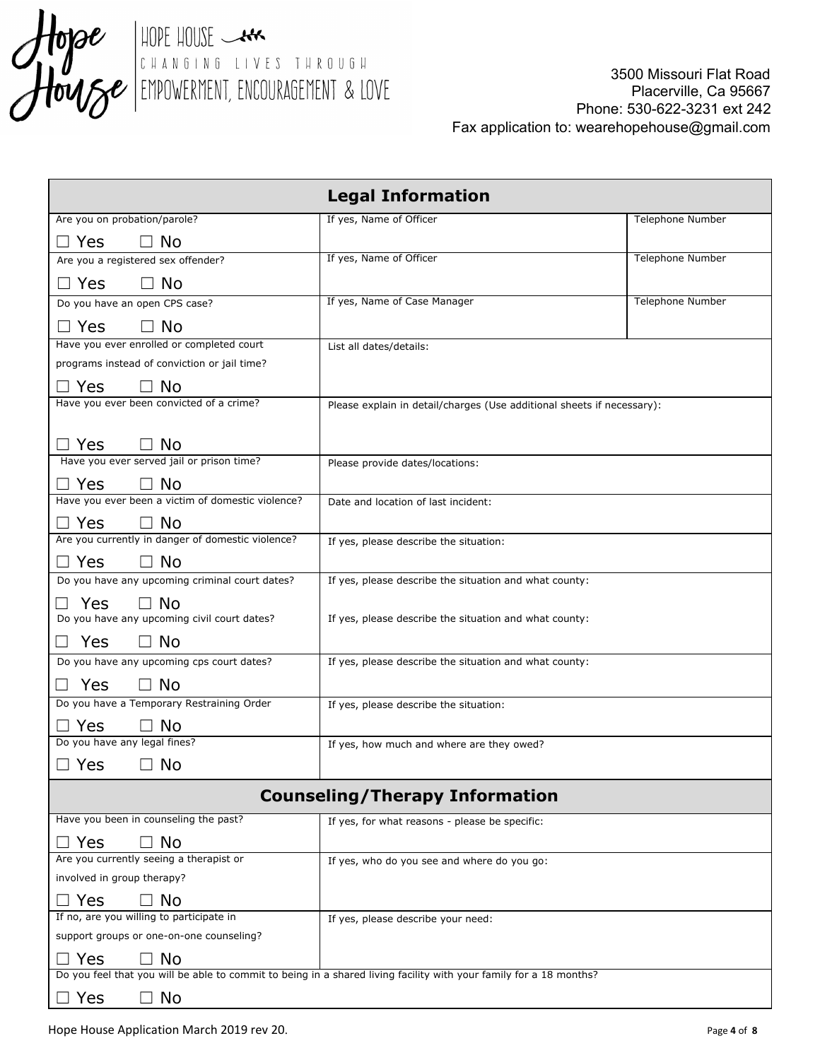Hope House
HOPE HOUSE
CHANGING LIVES THROUGH
EMPOWERMENT, ENCOURAGEMENT & LOVE

3500 Missouri Flat Road
Placerville, Ca 95667
Phone: 530-622-3231 ext 242
Fax application to: wearehopehouse@gmail.com

## Legal Information

| Question | Details | Telephone Number |
|---|---|---|
| Are you on probation/parole? ☐ Yes ☐ No | If yes, Name of Officer | Telephone Number |
| Are you a registered sex offender? ☐ Yes ☐ No | If yes, Name of Officer | Telephone Number |
| Do you have an open CPS case? ☐ Yes ☐ No | If yes, Name of Case Manager | Telephone Number |
| Have you ever enrolled or completed court programs instead of conviction or jail time? ☐ Yes ☐ No | List all dates/details: | |
| Have you ever been convicted of a crime? ☐ Yes ☐ No | Please explain in detail/charges (Use additional sheets if necessary): | |
| Have you ever served jail or prison time? ☐ Yes ☐ No | Please provide dates/locations: | |
| Have you ever been a victim of domestic violence? ☐ Yes ☐ No | Date and location of last incident: | |
| Are you currently in danger of domestic violence? ☐ Yes ☐ No | If yes, please describe the situation: | |
| Do you have any upcoming criminal court dates? ☐ Yes ☐ No | If yes, please describe the situation and what county: | |
| Do you have any upcoming civil court dates? ☐ Yes ☐ No | If yes, please describe the situation and what county: | |
| Do you have any upcoming cps court dates? ☐ Yes ☐ No | If yes, please describe the situation and what county: | |
| Do you have a Temporary Restraining Order ☐ Yes ☐ No | If yes, please describe the situation: | |
| Do you have any legal fines? ☐ Yes ☐ No | If yes, how much and where are they owed? | |

## Counseling/Therapy Information

| Question | Details |
|---|---|
| Have you been in counseling the past? ☐ Yes ☐ No | If yes, for what reasons - please be specific: |
| Are you currently seeing a therapist or involved in group therapy? ☐ Yes ☐ No | If yes, who do you see and where do you go: |
| If no, are you willing to participate in support groups or one-on-one counseling? ☐ Yes ☐ No | If yes, please describe your need: |

Do you feel that you will be able to commit to being in a shared living facility with your family for a 18 months?

☐ Yes ☐ No

Hope House Application March 2019 rev 20.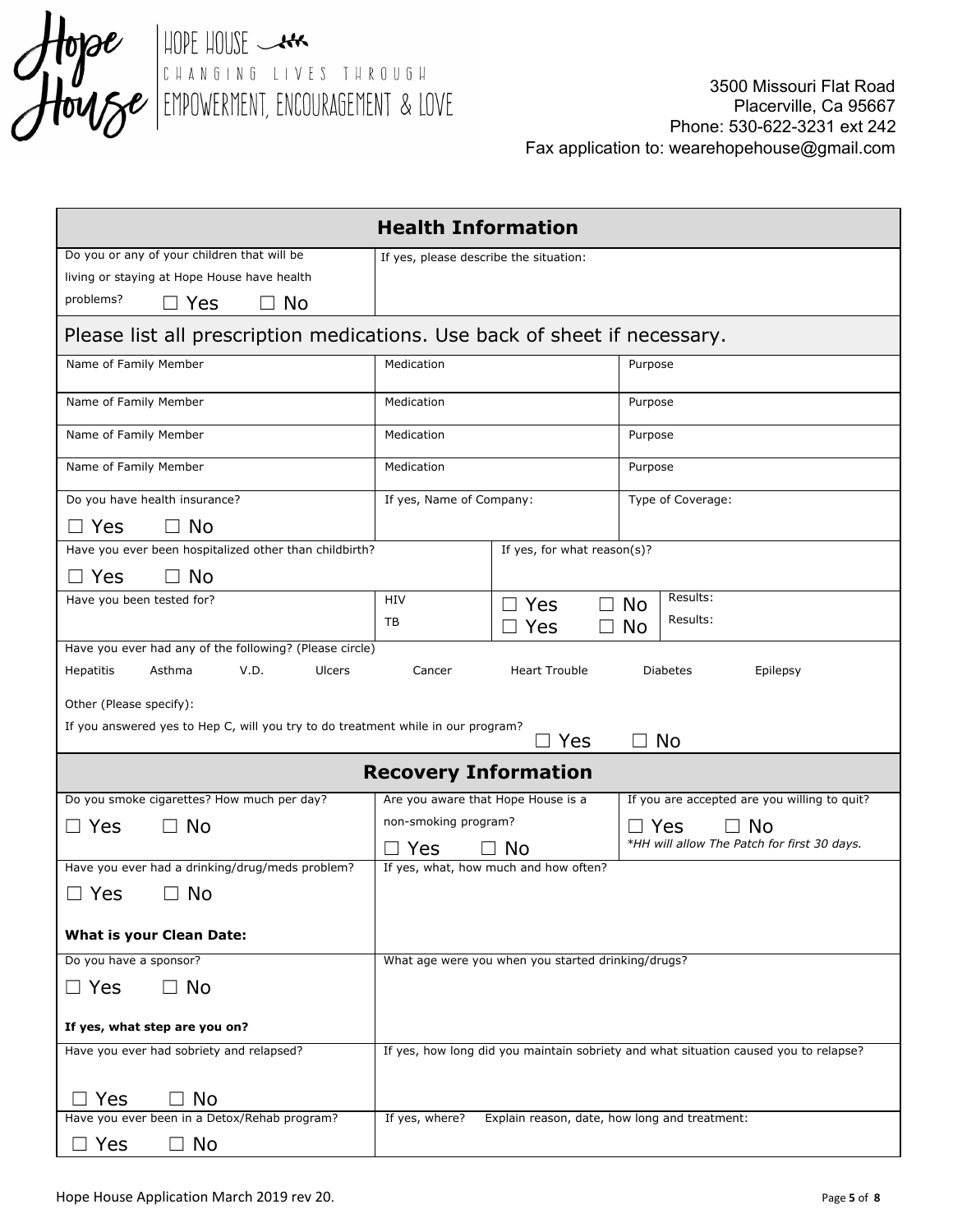HOPE HOUSE
CHANGING LIVES THROUGH
EMPOWERMENT, ENCOURAGEMENT & LOVE

3500 Missouri Flat Road
Placerville, Ca 95667
Phone: 530-622-3231 ext 242
Fax application to: wearehopehouse@gmail.com

## Health Information

| Do you or any of your children that will be living or staying at Hope House have health problems? ☐ Yes ☐ No | If yes, please describe the situation: | | |
|---|---|---|---|

**Please list all prescription medications. Use back of sheet if necessary.**

| Name of Family Member | Medication | Purpose |
|---|---|---|
| Name of Family Member | Medication | Purpose |
| Name of Family Member | Medication | Purpose |
| Name of Family Member | Medication | Purpose |

| Do you have health insurance? ☐ Yes ☐ No | If yes, Name of Company: | Type of Coverage: |
|---|---|---|

| Have you ever been hospitalized other than childbirth? ☐ Yes ☐ No | If yes, for what reason(s)? |
|---|---|

| Have you been tested for? | HIV | ☐ Yes ☐ No | Results: |
|---|---|---|---|
| | TB | ☐ Yes ☐ No | Results: |

Have you ever had any of the following? (Please circle)

Hepatitis Asthma V.D. Ulcers Cancer Heart Trouble Diabetes Epilepsy

Other (Please specify):

If you answered yes to Hep C, will you try to do treatment while in our program? ☐ Yes ☐ No

## Recovery Information

| Do you smoke cigarettes? How much per day? ☐ Yes ☐ No | Are you aware that Hope House is a non-smoking program? ☐ Yes ☐ No | If you are accepted are you willing to quit? ☐ Yes ☐ No *HH will allow The Patch for first 30 days.* |
|---|---|---|

| Have you ever had a drinking/drug/meds problem? ☐ Yes ☐ No **What is your Clean Date:** | If yes, what, how much and how often? |
|---|---|
| Do you have a sponsor? ☐ Yes ☐ No **If yes, what step are you on?** | What age were you when you started drinking/drugs? |
| Have you ever had sobriety and relapsed? ☐ Yes ☐ No | If yes, how long did you maintain sobriety and what situation caused you to relapse? |
| Have you ever been in a Detox/Rehab program? ☐ Yes ☐ No | If yes, where? Explain reason, date, how long and treatment: |

Hope House Application March 2019 rev 20.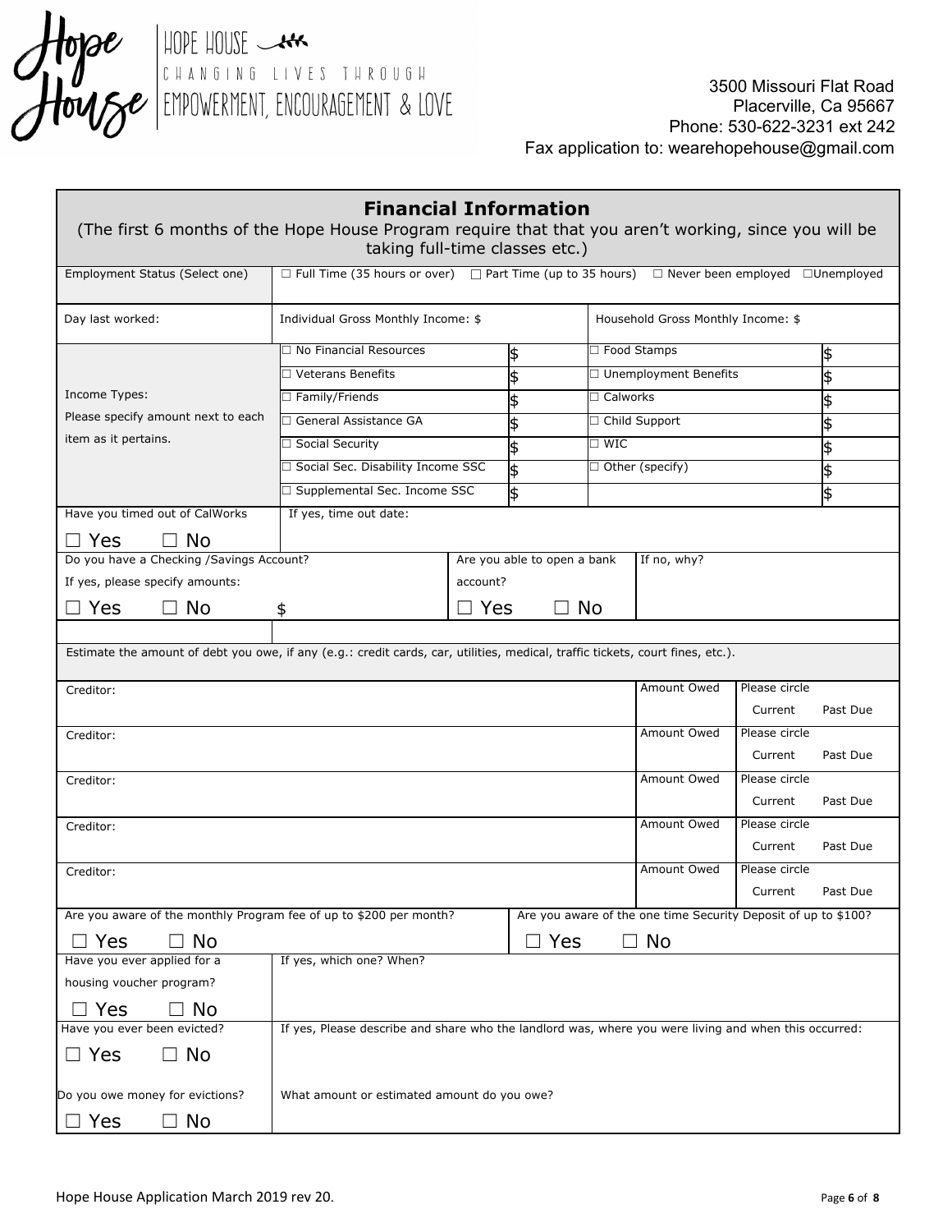HOPE HOUSE

CHANGING LIVES THROUGH EMPOWERMENT, ENCOURAGEMENT & LOVE

3500 Missouri Flat Road
Placerville, Ca 95667
Phone: 530-622-3231 ext 242
Fax application to: wearehopehouse@gmail.com

## Financial Information

(The first 6 months of the Hope House Program require that that you aren't working, since you will be taking full-time classes etc.)

| Employment Status (Select one) | ☐ Full Time (35 hours or over) ☐ Part Time (up to 35 hours) ☐ Never been employed ☐Unemployed | | |
|---|---|---|---|
| Day last worked: | Individual Gross Monthly Income: $ | Household Gross Monthly Income: $ | |

| Income Types: Please specify amount next to each item as it pertains. | | | | |
|---|---|---|---|---|
| | ☐ No Financial Resources | $ | ☐ Food Stamps | $ |
| | ☐ Veterans Benefits | $ | ☐ Unemployment Benefits | $ |
| | ☐ Family/Friends | $ | ☐ Calworks | $ |
| | ☐ General Assistance GA | $ | ☐ Child Support | $ |
| | ☐ Social Security | $ | ☐ WIC | $ |
| | ☐ Social Sec. Disability Income SSC | $ | ☐ Other (specify) | $ |
| | ☐ Supplemental Sec. Income SSC | $ | | $ |

| Have you timed out of CalWorks ☐ Yes ☐ No | If yes, time out date: | | |
|---|---|---|---|
| Do you have a Checking /Savings Account? If yes, please specify amounts: ☐ Yes ☐ No | $ | Are you able to open a bank account? ☐ Yes ☐ No | If no, why? |

Estimate the amount of debt you owe, if any (e.g.: credit cards, car, utilities, medical, traffic tickets, court fines, etc.).

| Creditor | Amount Owed | Please circle |
|---|---|---|
| Creditor: | Amount Owed | Current Past Due |
| Creditor: | Amount Owed | Current Past Due |
| Creditor: | Amount Owed | Current Past Due |
| Creditor: | Amount Owed | Current Past Due |
| Creditor: | Amount Owed | Current Past Due |

| Are you aware of the monthly Program fee of up to $200 per month? | Are you aware of the one time Security Deposit of up to $100? |
|---|---|
| ☐ Yes ☐ No | ☐ Yes ☐ No |

| Have you ever applied for a housing voucher program? ☐ Yes ☐ No | If yes, which one? When? |
|---|---|
| Have you ever been evicted? ☐ Yes ☐ No | If yes, Please describe and share who the landlord was, where you were living and when this occurred: |
| Do you owe money for evictions? ☐ Yes ☐ No | What amount or estimated amount do you owe? |

Hope House Application March 2019 rev 20.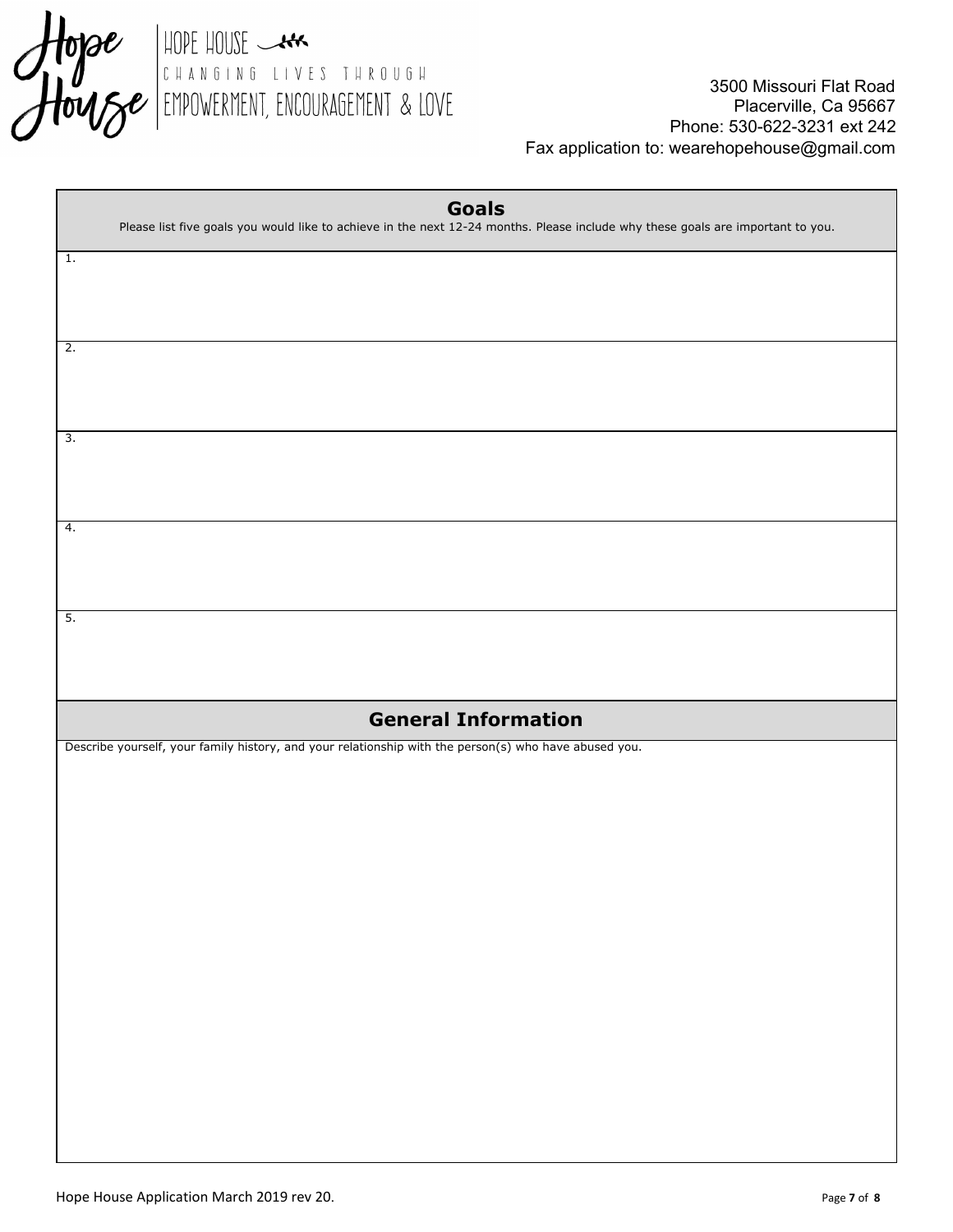HOPE HOUSE

CHANGING LIVES THROUGH

EMPOWERMENT, ENCOURAGEMENT & LOVE

3500 Missouri Flat Road
Placerville, Ca 95667
Phone: 530-622-3231 ext 242
Fax application to: wearehopehouse@gmail.com

## Goals

Please list five goals you would like to achieve in the next 12-24 months. Please include why these goals are important to you.

1.

2.

3.

4.

5.

## General Information

Describe yourself, your family history, and your relationship with the person(s) who have abused you.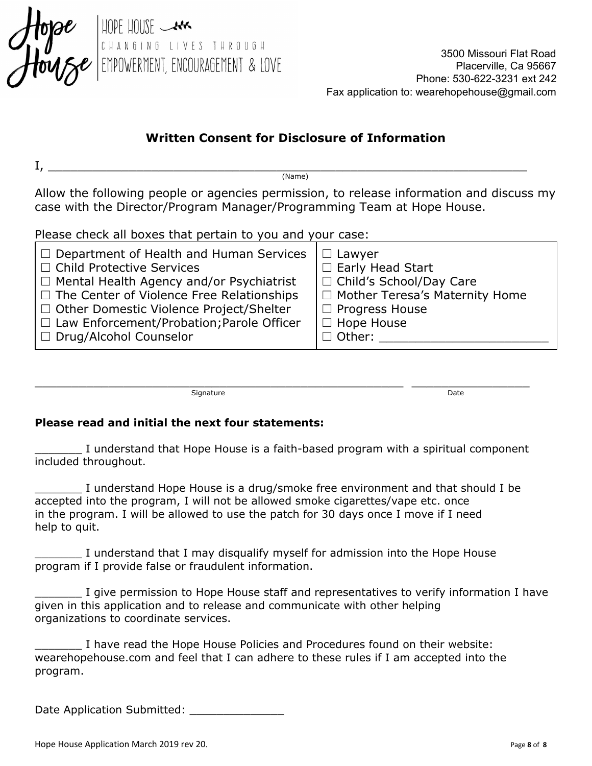HOPE HOUSE
CHANGING LIVES THROUGH
EMPOWERMENT, ENCOURAGEMENT & LOVE

3500 Missouri Flat Road
Placerville, Ca 95667
Phone: 530-622-3231 ext 242
Fax application to: wearehopehouse@gmail.com

## Written Consent for Disclosure of Information

I, ______________________________________________________________
(Name)

Allow the following people or agencies permission, to release information and discuss my case with the Director/Program Manager/Programming Team at Hope House.

Please check all boxes that pertain to you and your case:

| | |
|---|---|
| ☐ Department of Health and Human Services | ☐ Lawyer |
| ☐ Child Protective Services | ☐ Early Head Start |
| ☐ Mental Health Agency and/or Psychiatrist | ☐ Child's School/Day Care |
| ☐ The Center of Violence Free Relationships | ☐ Mother Teresa's Maternity Home |
| ☐ Other Domestic Violence Project/Shelter | ☐ Progress House |
| ☐ Law Enforcement/Probation;Parole Officer | ☐ Hope House |
| ☐ Drug/Alcohol Counselor | ☐ Other: ______________________ |

_____________________________________________________ _________________
Signature Date

**Please read and initial the next four statements:**

_______ I understand that Hope House is a faith-based program with a spiritual component included throughout.

_______ I understand Hope House is a drug/smoke free environment and that should I be accepted into the program, I will not be allowed smoke cigarettes/vape etc. once in the program. I will be allowed to use the patch for 30 days once I move if I need help to quit.

_______ I understand that I may disqualify myself for admission into the Hope House program if I provide false or fraudulent information.

_______ I give permission to Hope House staff and representatives to verify information I have given in this application and to release and communicate with other helping organizations to coordinate services.

_______ I have read the Hope House Policies and Procedures found on their website: wearehopehouse.com and feel that I can adhere to these rules if I am accepted into the program.

Date Application Submitted: ______________

Hope House Application March 2019 rev 20.